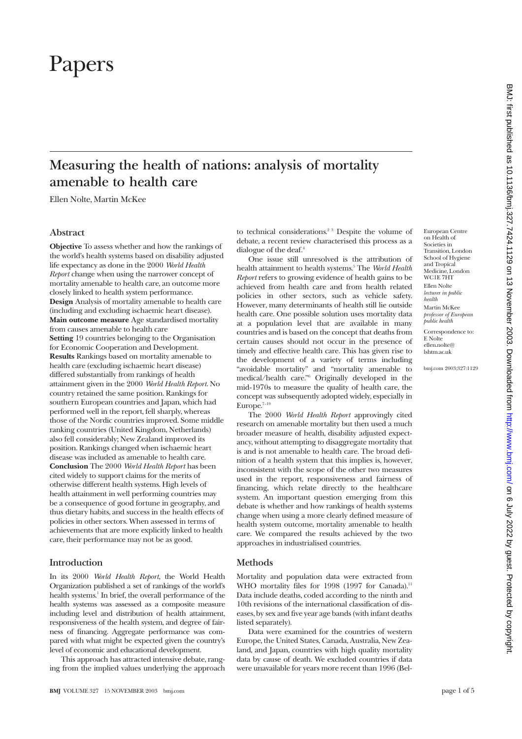# Papers

## Measuring the health of nations: analysis of mortality amenable to health care

Ellen Nolte, Martin McKee

European Centre on Health of Societies in Transition, London School of Hygiene and Tropical Medicine, London WC1E 7HT

Ellen Nolte *lecturer in public health*

Martin McKee *professor of European public health*

Correspondence to: E Nolte ellen.nolte@lshtm.ac.uk

bmj.com 2003;327:1129

### Abstract

**Objective** To assess whether and how the rankings of the world's health systems based on disability adjusted life expectancy as done in the 2000 *World Health Report* change when using the narrower concept of mortality amenable to health care, an outcome more closely linked to health system performance.

**Design** Analysis of mortality amenable to health care (including and excluding ischaemic heart disease).

**Main outcome measure** Age standardised mortality from causes amenable to health care

**Setting** 19 countries belonging to the Organisation for Economic Cooperation and Development.

**Results** Rankings based on mortality amenable to health care (excluding ischaemic heart disease) differed substantially from rankings of health attainment given in the 2000 *World Health Report*. No country retained the same position. Rankings for southern European countries and Japan, which had performed well in the report, fell sharply, whereas those of the Nordic countries improved. Some middle ranking countries (United Kingdom, Netherlands) also fell considerably; New Zealand improved its position. Rankings changed when ischaemic heart disease was included as amenable to health care.

**Conclusion** The 2000 *World Health Report* has been cited widely to support claims for the merits of otherwise different health systems. High levels of health attainment in well performing countries may be a consequence of good fortune in geography, and thus dietary habits, and success in the health effects of policies in other sectors. When assessed in terms of achievements that are more explicitly linked to health care, their performance may not be as good.

### Introduction

In its 2000 *World Health Report*, the World Health Organization published a set of rankings of the world's health systems.[1] In brief, the overall performance of the health systems was assessed as a composite measure including level and distribution of health attainment, responsiveness of the health system, and degree of fairness of financing. Aggregate performance was compared with what might be expected given the country's level of economic and educational development.

This approach has attracted intensive debate, ranging from the implied values underlying the approach to technical considerations.[2,3] Despite the volume of debate, a recent review characterised this process as a dialogue of the deaf.[4]

One issue still unresolved is the attribution of health attainment to health systems.[5] The *World Health Report* refers to growing evidence of health gains to be achieved from health care and from health related policies in other sectors, such as vehicle safety. However, many determinants of health still lie outside health care. One possible solution uses mortality data at a population level that are available in many countries and is based on the concept that deaths from certain causes should not occur in the presence of timely and effective health care. This has given rise to the development of a variety of terms including "avoidable mortality" and "mortality amenable to medical/health care."[6] Originally developed in the mid-1970s to measure the quality of health care, the concept was subsequently adopted widely, especially in Europe.[7–10]

The 2000 *World Health Report* approvingly cited research on amenable mortality but then used a much broader measure of health, disability adjusted expectancy, without attempting to disaggregate mortality that is and is not amenable to health care. The broad definition of a health system that this implies is, however, inconsistent with the scope of the other two measures used in the report, responsiveness and fairness of financing, which relate directly to the healthcare system. An important question emerging from this debate is whether and how rankings of health systems change when using a more clearly defined measure of health system outcome, mortality amenable to health care. We compared the results achieved by the two approaches in industrialised countries.

### Methods

Mortality and population data were extracted from WHO mortality files for 1998 (1997 for Canada).[11] Data include deaths, coded according to the ninth and 10th revisions of the international classification of diseases, by sex and five year age bands (with infant deaths listed separately).

Data were examined for the countries of western Europe, the United States, Canada, Australia, New Zealand, and Japan, countries with high quality mortality data by cause of death. We excluded countries if data were unavailable for years more recent than 1996 (Bel-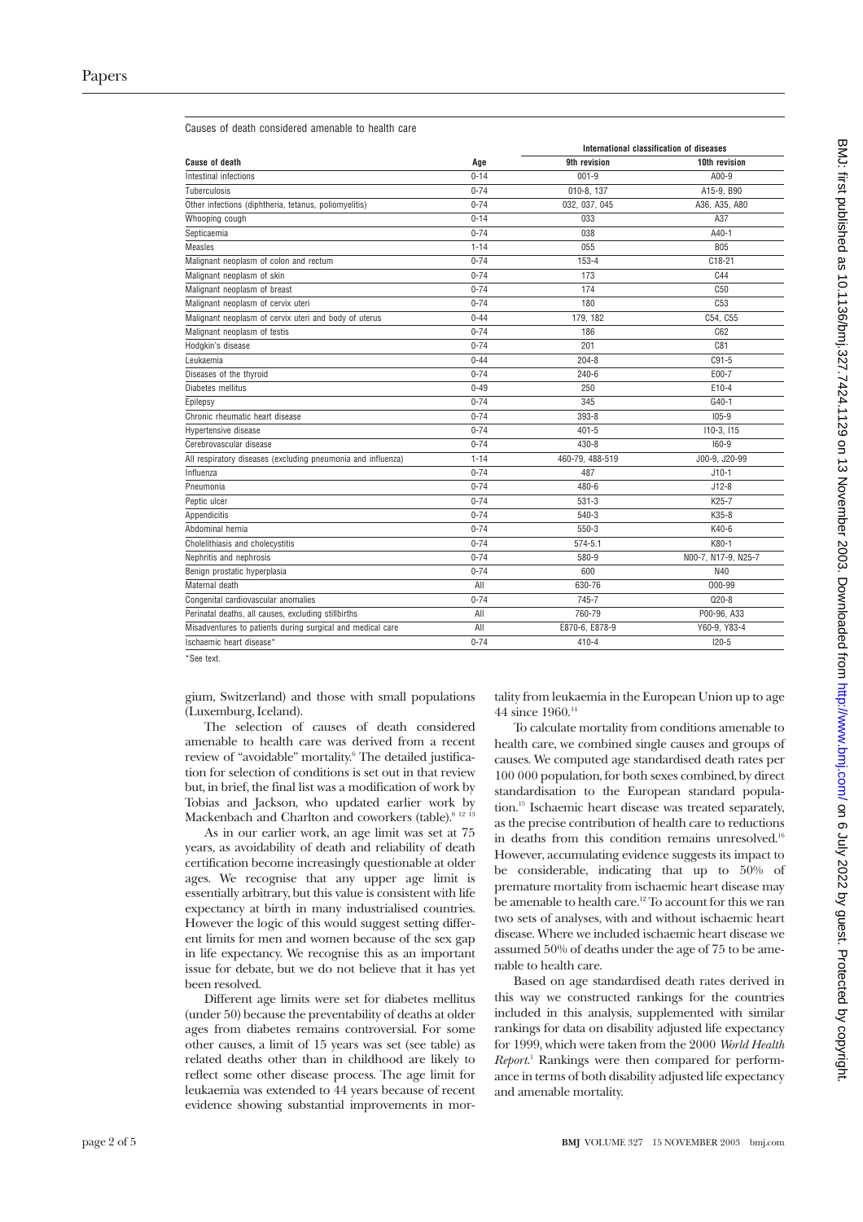Causes of death considered amenable to health care

| Cause of death | Age | International classification of diseases | |
|---|---|---|---|
| | | 9th revision | 10th revision |
| Intestinal infections | 0-14 | 001-9 | A00-9 |
| Tuberculosis | 0-74 | 010-8, 137 | A15-9, B90 |
| Other infections (diphtheria, tetanus, poliomyelitis) | 0-74 | 032, 037, 045 | A36, A35, A80 |
| Whooping cough | 0-14 | 033 | A37 |
| Septicaemia | 0-74 | 038 | A40-1 |
| Measles | 1-14 | 055 | B05 |
| Malignant neoplasm of colon and rectum | 0-74 | 153-4 | C18-21 |
| Malignant neoplasm of skin | 0-74 | 173 | C44 |
| Malignant neoplasm of breast | 0-74 | 174 | C50 |
| Malignant neoplasm of cervix uteri | 0-74 | 180 | C53 |
| Malignant neoplasm of cervix uteri and body of uterus | 0-44 | 179, 182 | C54, C55 |
| Malignant neoplasm of testis | 0-74 | 186 | C62 |
| Hodgkin's disease | 0-74 | 201 | C81 |
| Leukaemia | 0-44 | 204-8 | C91-5 |
| Diseases of the thyroid | 0-74 | 240-6 | E00-7 |
| Diabetes mellitus | 0-49 | 250 | E10-4 |
| Epilepsy | 0-74 | 345 | G40-1 |
| Chronic rheumatic heart disease | 0-74 | 393-8 | I05-9 |
| Hypertensive disease | 0-74 | 401-5 | I10-3, I15 |
| Cerebrovascular disease | 0-74 | 430-8 | I60-9 |
| All respiratory diseases (excluding pneumonia and influenza) | 1-14 | 460-79, 488-519 | J00-9, J20-99 |
| Influenza | 0-74 | 487 | J10-1 |
| Pneumonia | 0-74 | 480-6 | J12-8 |
| Peptic ulcer | 0-74 | 531-3 | K25-7 |
| Appendicitis | 0-74 | 540-3 | K35-8 |
| Abdominal hernia | 0-74 | 550-3 | K40-6 |
| Cholelithiasis and cholecystitis | 0-74 | 574-5.1 | K80-1 |
| Nephritis and nephrosis | 0-74 | 580-9 | N00-7, N17-9, N25-7 |
| Benign prostatic hyperplasia | 0-74 | 600 | N40 |
| Maternal death | All | 630-76 | O00-99 |
| Congenital cardiovascular anomalies | 0-74 | 745-7 | Q20-8 |
| Perinatal deaths, all causes, excluding stillbirths | All | 760-79 | P00-96, A33 |
| Misadventures to patients during surgical and medical care | All | E870-6, E878-9 | Y60-9, Y83-4 |
| Ischaemic heart disease* | 0-74 | 410-4 | I20-5 |

*See text.

gium, Switzerland) and those with small populations (Luxemburg, Iceland).

The selection of causes of death considered amenable to health care was derived from a recent review of "avoidable" mortality.[6] The detailed justification for selection of conditions is set out in that review but, in brief, the final list was a modification of work by Tobias and Jackson, who updated earlier work by Mackenbach and Charlton and coworkers (table).[8 12 13]

As in our earlier work, an age limit was set at 75 years, as avoidability of death and reliability of death certification become increasingly questionable at older ages. We recognise that any upper age limit is essentially arbitrary, but this value is consistent with life expectancy at birth in many industrialised countries. However the logic of this would suggest setting different limits for men and women because of the sex gap in life expectancy. We recognise this as an important issue for debate, but we do not believe that it has yet been resolved.

Different age limits were set for diabetes mellitus (under 50) because the preventability of deaths at older ages from diabetes remains controversial. For some other causes, a limit of 15 years was set (see table) as related deaths other than in childhood are likely to reflect some other disease process. The age limit for leukaemia was extended to 44 years because of recent evidence showing substantial improvements in mortality from leukaemia in the European Union up to age 44 since 1960.[14]

To calculate mortality from conditions amenable to health care, we combined single causes and groups of causes. We computed age standardised death rates per 100 000 population, for both sexes combined, by direct standardisation to the European standard population.[15] Ischaemic heart disease was treated separately, as the precise contribution of health care to reductions in deaths from this condition remains unresolved.[16] However, accumulating evidence suggests its impact to be considerable, indicating that up to 50% of premature mortality from ischaemic heart disease may be amenable to health care.[12] To account for this we ran two sets of analyses, with and without ischaemic heart disease. Where we included ischaemic heart disease we assumed 50% of deaths under the age of 75 to be amenable to health care.

Based on age standardised death rates derived in this way we constructed rankings for the countries included in this analysis, supplemented with similar rankings for data on disability adjusted life expectancy for 1999, which were taken from the 2000 *World Health Report*.[1] Rankings were then compared for performance in terms of both disability adjusted life expectancy and amenable mortality.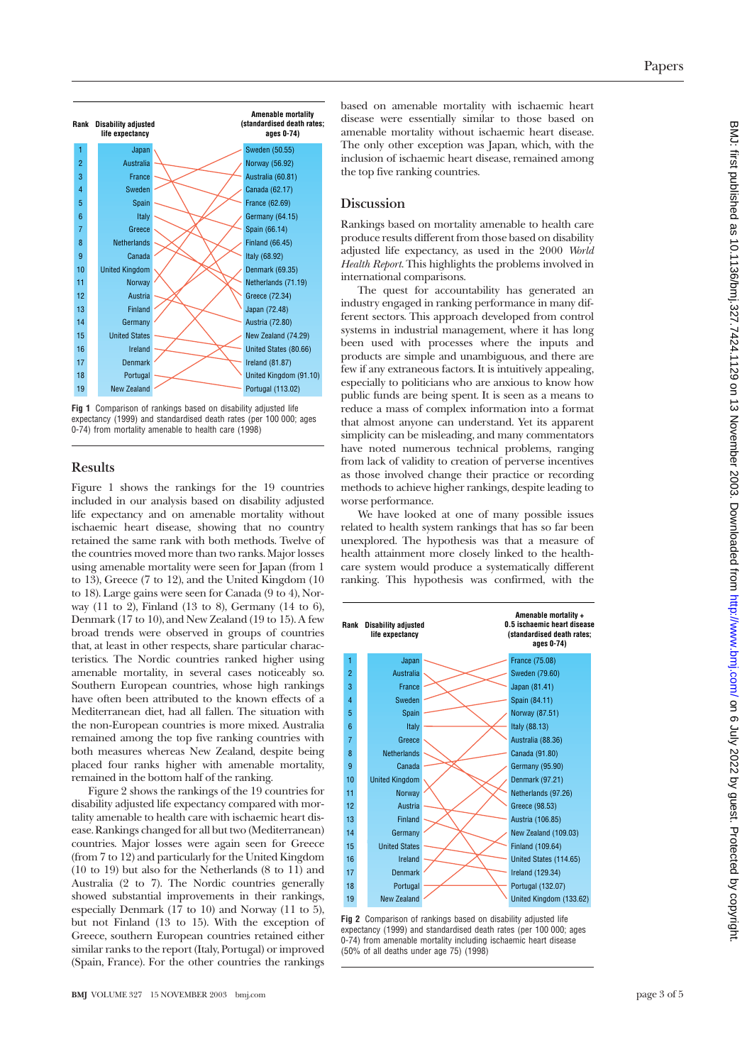| Rank | Disability adjusted life expectancy | Amenable mortality (standardised death rates; ages 0-74) |
|---|---|---|
| 1 | Japan | Sweden (50.55) |
| 2 | Australia | Norway (56.92) |
| 3 | France | Australia (60.81) |
| 4 | Sweden | Canada (62.17) |
| 5 | Spain | France (62.69) |
| 6 | Italy | Germany (64.15) |
| 7 | Greece | Spain (66.14) |
| 8 | Netherlands | Finland (66.45) |
| 9 | Canada | Italy (68.92) |
| 10 | United Kingdom | Denmark (69.35) |
| 11 | Norway | Netherlands (71.19) |
| 12 | Austria | Greece (72.34) |
| 13 | Finland | Japan (72.48) |
| 14 | Germany | Austria (72.80) |
| 15 | United States | New Zealand (74.29) |
| 16 | Ireland | United States (80.66) |
| 17 | Denmark | Ireland (81.87) |
| 18 | Portugal | United Kingdom (91.10) |
| 19 | New Zealand | Portugal (113.02) |

**Fig 1** Comparison of rankings based on disability adjusted life expectancy (1999) and standardised death rates (per 100 000; ages 0-74) from mortality amenable to health care (1998)

## Results

Figure 1 shows the rankings for the 19 countries included in our analysis based on disability adjusted life expectancy and on amenable mortality without ischaemic heart disease, showing that no country retained the same rank with both methods. Twelve of the countries moved more than two ranks. Major losses using amenable mortality were seen for Japan (from 1 to 13), Greece (7 to 12), and the United Kingdom (10 to 18). Large gains were seen for Canada (9 to 4), Norway (11 to 2), Finland (13 to 8), Germany (14 to 6), Denmark (17 to 10), and New Zealand (19 to 15). A few broad trends were observed in groups of countries that, at least in other respects, share particular characteristics. The Nordic countries ranked higher using amenable mortality, in several cases noticeably so. Southern European countries, whose high rankings have often been attributed to the known effects of a Mediterranean diet, had all fallen. The situation with the non-European countries is more mixed. Australia remained among the top five ranking countries with both measures whereas New Zealand, despite being placed four ranks higher with amenable mortality, remained in the bottom half of the ranking.

Figure 2 shows the rankings of the 19 countries for disability adjusted life expectancy compared with mortality amenable to health care with ischaemic heart disease. Rankings changed for all but two (Mediterranean) countries. Major losses were again seen for Greece (from 7 to 12) and particularly for the United Kingdom (10 to 19) but also for the Netherlands (8 to 11) and Australia (2 to 7). The Nordic countries generally showed substantial improvements in their rankings, especially Denmark (17 to 10) and Norway (11 to 5), but not Finland (13 to 15). With the exception of Greece, southern European countries retained either similar ranks to the report (Italy, Portugal) or improved (Spain, France). For the other countries the rankings based on amenable mortality with ischaemic heart disease were essentially similar to those based on amenable mortality without ischaemic heart disease. The only other exception was Japan, which, with the inclusion of ischaemic heart disease, remained among the top five ranking countries.

## Discussion

Rankings based on mortality amenable to health care produce results different from those based on disability adjusted life expectancy, as used in the 2000 *World Health Report*. This highlights the problems involved in international comparisons.

The quest for accountability has generated an industry engaged in ranking performance in many different sectors. This approach developed from control systems in industrial management, where it has long been used with processes where the inputs and products are simple and unambiguous, and there are few if any extraneous factors. It is intuitively appealing, especially to politicians who are anxious to know how public funds are being spent. It is seen as a means to reduce a mass of complex information into a format that almost anyone can understand. Yet its apparent simplicity can be misleading, and many commentators have noted numerous technical problems, ranging from lack of validity to creation of perverse incentives as those involved change their practice or recording methods to achieve higher rankings, despite leading to worse performance.

We have looked at one of many possible issues related to health system rankings that has so far been unexplored. The hypothesis was that a measure of health attainment more closely linked to the healthcare system would produce a systematically different ranking. This hypothesis was confirmed, with the

| Rank | Disability adjusted life expectancy | Amenable mortality + 0.5 ischaemic heart disease (standardised death rates; ages 0-74) |
|---|---|---|
| 1 | Japan | France (75.08) |
| 2 | Australia | Sweden (79.60) |
| 3 | France | Japan (81.41) |
| 4 | Sweden | Spain (84.11) |
| 5 | Spain | Norway (87.51) |
| 6 | Italy | Italy (88.13) |
| 7 | Greece | Australia (88.36) |
| 8 | Netherlands | Canada (91.80) |
| 9 | Canada | Germany (95.90) |
| 10 | United Kingdom | Denmark (97.21) |
| 11 | Norway | Netherlands (97.26) |
| 12 | Austria | Greece (98.53) |
| 13 | Finland | Austria (106.85) |
| 14 | Germany | New Zealand (109.03) |
| 15 | United States | Finland (109.64) |
| 16 | Ireland | United States (114.65) |
| 17 | Denmark | Ireland (129.34) |
| 18 | Portugal | Portugal (132.07) |
| 19 | New Zealand | United Kingdom (133.62) |

**Fig 2** Comparison of rankings based on disability adjusted life expectancy (1999) and standardised death rates (per 100 000; ages 0-74) from amenable mortality including ischaemic heart disease (50% of all deaths under age 75) (1998)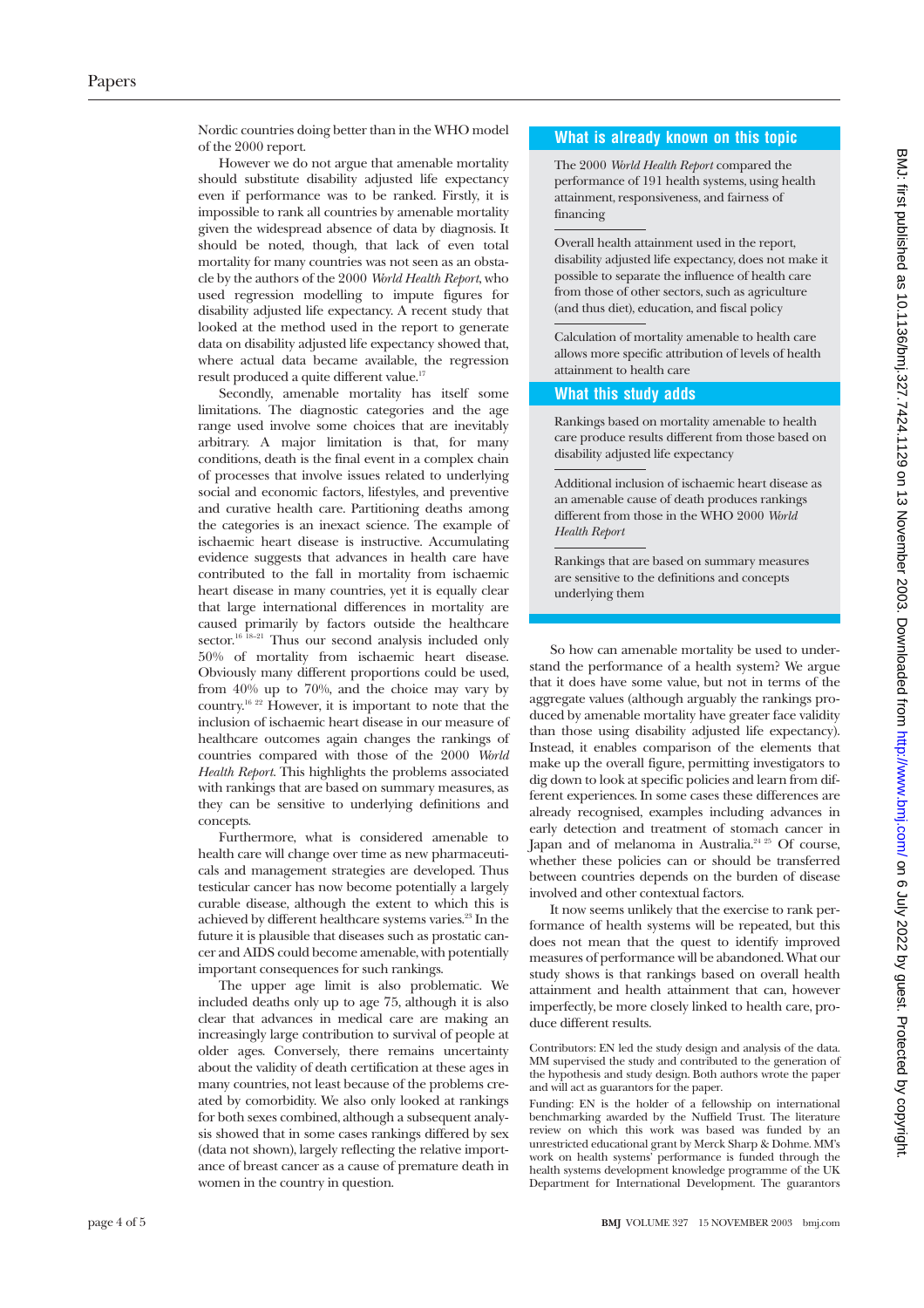Nordic countries doing better than in the WHO model of the 2000 report.

However we do not argue that amenable mortality should substitute disability adjusted life expectancy even if performance was to be ranked. Firstly, it is impossible to rank all countries by amenable mortality given the widespread absence of data by diagnosis. It should be noted, though, that lack of even total mortality for many countries was not seen as an obstacle by the authors of the 2000 *World Health Report*, who used regression modelling to impute figures for disability adjusted life expectancy. A recent study that looked at the method used in the report to generate data on disability adjusted life expectancy showed that, where actual data became available, the regression result produced a quite different value.[17]

Secondly, amenable mortality has itself some limitations. The diagnostic categories and the age range used involve some choices that are inevitably arbitrary. A major limitation is that, for many conditions, death is the final event in a complex chain of processes that involve issues related to underlying social and economic factors, lifestyles, and preventive and curative health care. Partitioning deaths among the categories is an inexact science. The example of ischaemic heart disease is instructive. Accumulating evidence suggests that advances in health care have contributed to the fall in mortality from ischaemic heart disease in many countries, yet it is equally clear that large international differences in mortality are caused primarily by factors outside the healthcare sector.[16 18–21] Thus our second analysis included only 50% of mortality from ischaemic heart disease. Obviously many different proportions could be used, from 40% up to 70%, and the choice may vary by country.[16 22] However, it is important to note that the inclusion of ischaemic heart disease in our measure of healthcare outcomes again changes the rankings of countries compared with those of the 2000 *World Health Report*. This highlights the problems associated with rankings that are based on summary measures, as they can be sensitive to underlying definitions and concepts.

Furthermore, what is considered amenable to health care will change over time as new pharmaceuticals and management strategies are developed. Thus testicular cancer has now become potentially a largely curable disease, although the extent to which this is achieved by different healthcare systems varies.[23] In the future it is plausible that diseases such as prostatic cancer and AIDS could become amenable, with potentially important consequences for such rankings.

The upper age limit is also problematic. We included deaths only up to age 75, although it is also clear that advances in medical care are making an increasingly large contribution to survival of people at older ages. Conversely, there remains uncertainty about the validity of death certification at these ages in many countries, not least because of the problems created by comorbidity. We also only looked at rankings for both sexes combined, although a subsequent analysis showed that in some cases rankings differed by sex (data not shown), largely reflecting the relative importance of breast cancer as a cause of premature death in women in the country in question.

## What is already known on this topic

The 2000 *World Health Report* compared the performance of 191 health systems, using health attainment, responsiveness, and fairness of financing

Overall health attainment used in the report, disability adjusted life expectancy, does not make it possible to separate the influence of health care from those of other sectors, such as agriculture (and thus diet), education, and fiscal policy

Calculation of mortality amenable to health care allows more specific attribution of levels of health attainment to health care

## What this study adds

Rankings based on mortality amenable to health care produce results different from those based on disability adjusted life expectancy

Additional inclusion of ischaemic heart disease as an amenable cause of death produces rankings different from those in the WHO 2000 *World Health Report*

Rankings that are based on summary measures are sensitive to the definitions and concepts underlying them

So how can amenable mortality be used to understand the performance of a health system? We argue that it does have some value, but not in terms of the aggregate values (although arguably the rankings produced by amenable mortality have greater face validity than those using disability adjusted life expectancy). Instead, it enables comparison of the elements that make up the overall figure, permitting investigators to dig down to look at specific policies and learn from different experiences. In some cases these differences are already recognised, examples including advances in early detection and treatment of stomach cancer in Japan and of melanoma in Australia.[24 25] Of course, whether these policies can or should be transferred between countries depends on the burden of disease involved and other contextual factors.

It now seems unlikely that the exercise to rank performance of health systems will be repeated, but this does not mean that the quest to identify improved measures of performance will be abandoned. What our study shows is that rankings based on overall health attainment and health attainment that can, however imperfectly, be more closely linked to health care, produce different results.

Contributors: EN led the study design and analysis of the data. MM supervised the study and contributed to the generation of the hypothesis and study design. Both authors wrote the paper and will act as guarantors for the paper.

Funding: EN is the holder of a fellowship on international benchmarking awarded by the Nuffield Trust. The literature review on which this work was based was funded by an unrestricted educational grant by Merck Sharp & Dohme. MM's work on health systems' performance is funded through the health systems development knowledge programme of the UK Department for International Development. The guarantors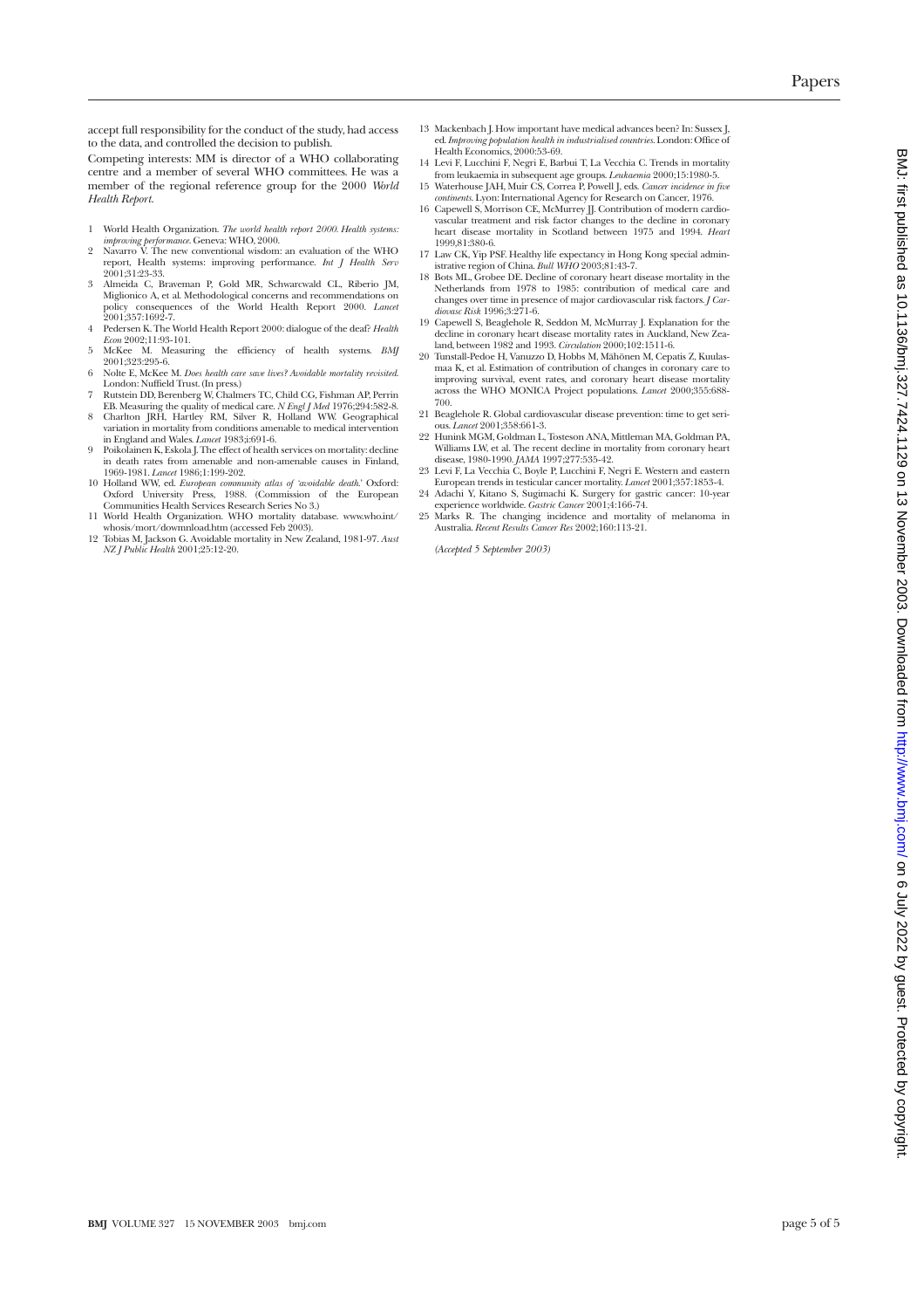accept full responsibility for the conduct of the study, had access to the data, and controlled the decision to publish.

Competing interests: MM is director of a WHO collaborating centre and a member of several WHO committees. He was a member of the regional reference group for the 2000 *World Health Report*.

1. World Health Organization. *The world health report 2000. Health systems: improving performance*. Geneva: WHO, 2000.
2. Navarro V. The new conventional wisdom: an evaluation of the WHO report, Health systems: improving performance. *Int J Health Serv* 2001;31:23-33.
3. Almeida C, Braveman P, Gold MR, Schwarcwald CL, Riberio JM, Miglionico A, et al. Methodological concerns and recommendations on policy consequences of the World Health Report 2000. *Lancet* 2001;357:1692-7.
4. Pedersen K. The World Health Report 2000: dialogue of the deaf? *Health Econ* 2002;11:93-101.
5. McKee M. Measuring the efficiency of health systems. *BMJ* 2001;323:295-6.
6. Nolte E, McKee M. *Does health care save lives? Avoidable mortality revisited*. London: Nuffield Trust. (In press.)
7. Rutstein DD, Berenberg W, Chalmers TC, Child CG, Fishman AP, Perrin EB. Measuring the quality of medical care. *N Engl J Med* 1976;294:582-8.
8. Charlton JRH, Hartley RM, Silver R, Holland WW. Geographical variation in mortality from conditions amenable to medical intervention in England and Wales. *Lancet* 1983;i:691-6.
9. Poikolainen K, Eskola J. The effect of health services on mortality: decline in death rates from amenable and non-amenable causes in Finland, 1969-1981. *Lancet* 1986;1:199-202.
10. Holland WW, ed. *European community atlas of 'avoidable death.'* Oxford: Oxford University Press, 1988. (Commission of the European Communities Health Services Research Series No 3.)
11. World Health Organization. WHO mortality database. www.who.int/whosis/mort/download.htm (accessed Feb 2003).
12. Tobias M, Jackson G. Avoidable mortality in New Zealand, 1981-97. *Aust NZ J Public Health* 2001;25:12-20.
13. Mackenbach J. How important have medical advances been? In: Sussex J, ed. *Improving population health in industrialised countries*. London: Office of Health Economics, 2000:53-69.
14. Levi F, Lucchini F, Negri E, Barbui T, La Vecchia C. Trends in mortality from leukaemia in subsequent age groups. *Leukaemia* 2000;15:1980-5.
15. Waterhouse JAH, Muir CS, Correa P, Powell J, eds. *Cancer incidence in five continents*. Lyon: International Agency for Research on Cancer, 1976.
16. Capewell S, Morrison CE, McMurrey JJ. Contribution of modern cardiovascular treatment and risk factor changes to the decline in coronary heart disease mortality in Scotland between 1975 and 1994. *Heart* 1999,81:380-6.
17. Law CK, Yip PSF. Healthy life expectancy in Hong Kong special administrative region of China. *Bull WHO* 2003;81:43-7.
18. Bots ML, Grobee DE. Decline of coronary heart disease mortality in the Netherlands from 1978 to 1985: contribution of medical care and changes over time in presence of major cardiovascular risk factors. *J Cardiovasc Risk* 1996;3:271-6.
19. Capewell S, Beaglehole R, Seddon M, McMurray J. Explanation for the decline in coronary heart disease mortality rates in Auckland, New Zealand, between 1982 and 1993. *Circulation* 2000;102:1511-6.
20. Tunstall-Pedoe H, Vanuzzo D, Hobbs M, Mähönen M, Cepatis Z, Kuulasmaa K, et al. Estimation of contribution of changes in coronary care to improving survival, event rates, and coronary heart disease mortality across the WHO MONICA Project populations. *Lancet* 2000;355:688-700.
21. Beaglehole R. Global cardiovascular disease prevention: time to get serious. *Lancet* 2001;358:661-3.
22. Hunink MGM, Goldman L, Tosteson ANA, Mittleman MA, Goldman PA, Williams LW, et al. The recent decline in mortality from coronary heart disease, 1980-1990. *JAMA* 1997;277:535-42.
23. Levi F, La Vecchia C, Boyle P, Lucchini F, Negri E. Western and eastern European trends in testicular cancer mortality. *Lancet* 2001;357:1853-4.
24. Adachi Y, Kitano S, Sugimachi K. Surgery for gastric cancer: 10-year experience worldwide. *Gastric Cancer* 2001;4:166-74.
25. Marks R. The changing incidence and mortality of melanoma in Australia. *Recent Results Cancer Res* 2002;160:113-21.

*(Accepted 5 September 2003)*